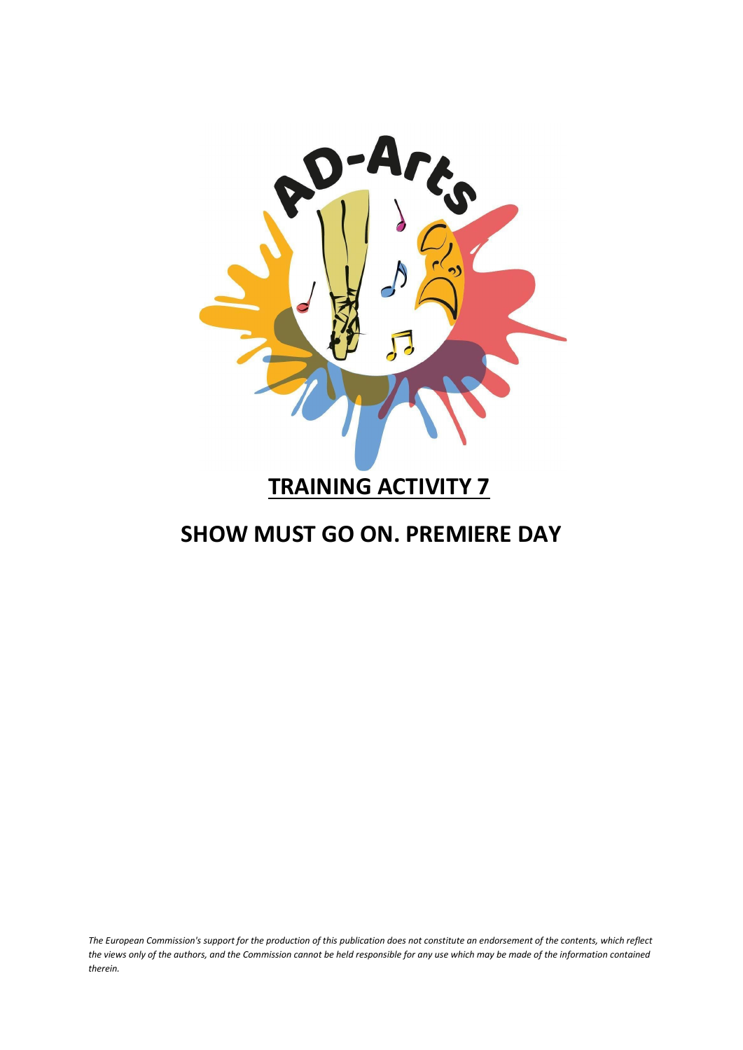# TRAINING ACTIVITY 7

## SHOW MUST GO ON. PREMIERE DAY

*The European Commission's support for the production of this publication does not constitute an endorsement of the contents, which reflect the views only of the authors, and the Commission cannot be held responsible for any use which may be made of the information contained therein.*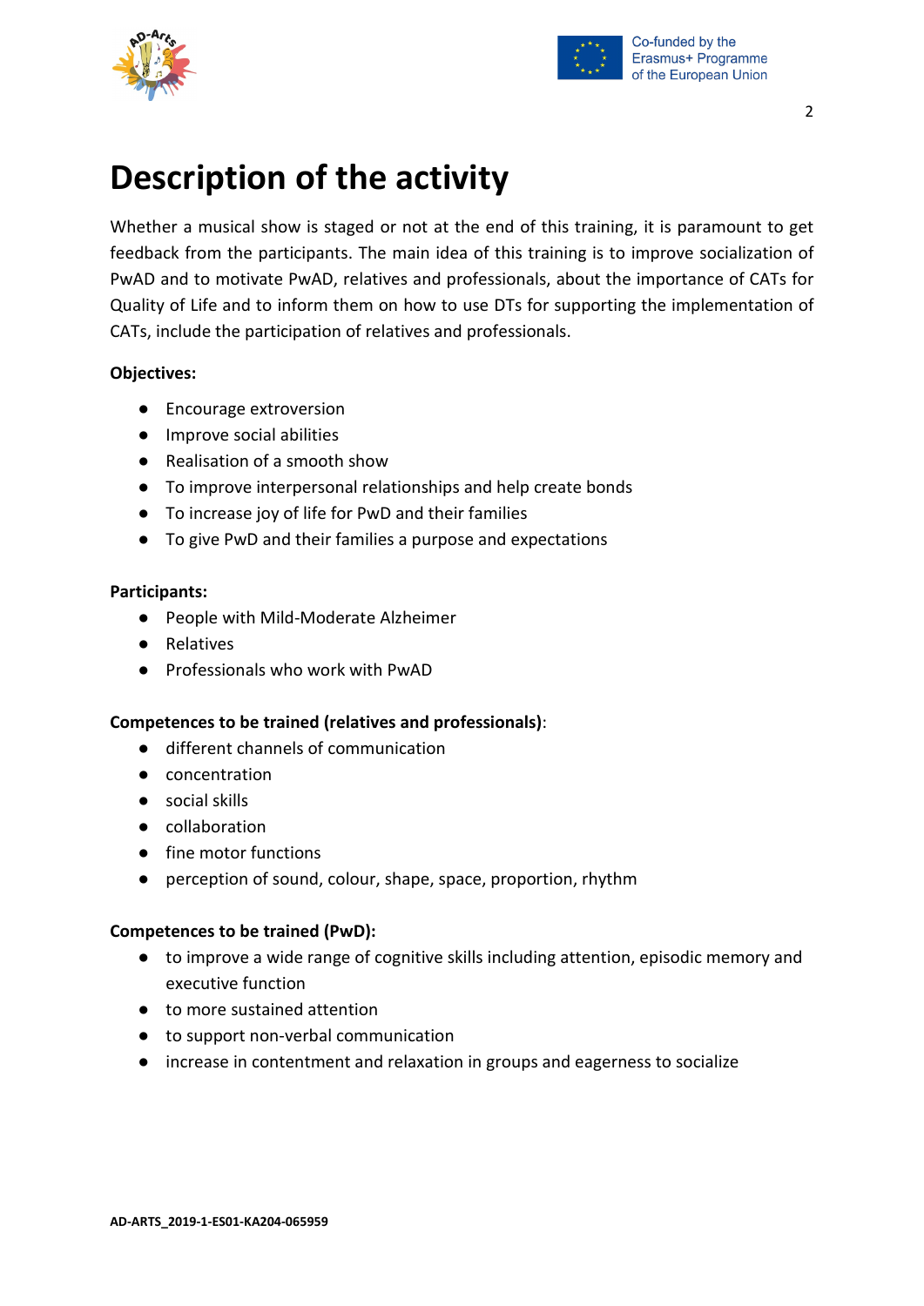# Description of the activity

Whether a musical show is staged or not at the end of this training, it is paramount to get feedback from the participants. The main idea of this training is to improve socialization of PwAD and to motivate PwAD, relatives and professionals, about the importance of CATs for Quality of Life and to inform them on how to use DTs for supporting the implementation of CATs, include the participation of relatives and professionals.

**Objectives:**

- Encourage extroversion
- Improve social abilities
- Realisation of a smooth show
- To improve interpersonal relationships and help create bonds
- To increase joy of life for PwD and their families
- To give PwD and their families a purpose and expectations

**Participants:**

- People with Mild-Moderate Alzheimer
- Relatives
- Professionals who work with PwAD

**Competences to be trained (relatives and professionals)**:

- different channels of communication
- concentration
- social skills
- collaboration
- fine motor functions
- perception of sound, colour, shape, space, proportion, rhythm

**Competences to be trained (PwD):**

- to improve a wide range of cognitive skills including attention, episodic memory and executive function
- to more sustained attention
- to support non-verbal communication
- increase in contentment and relaxation in groups and eagerness to socialize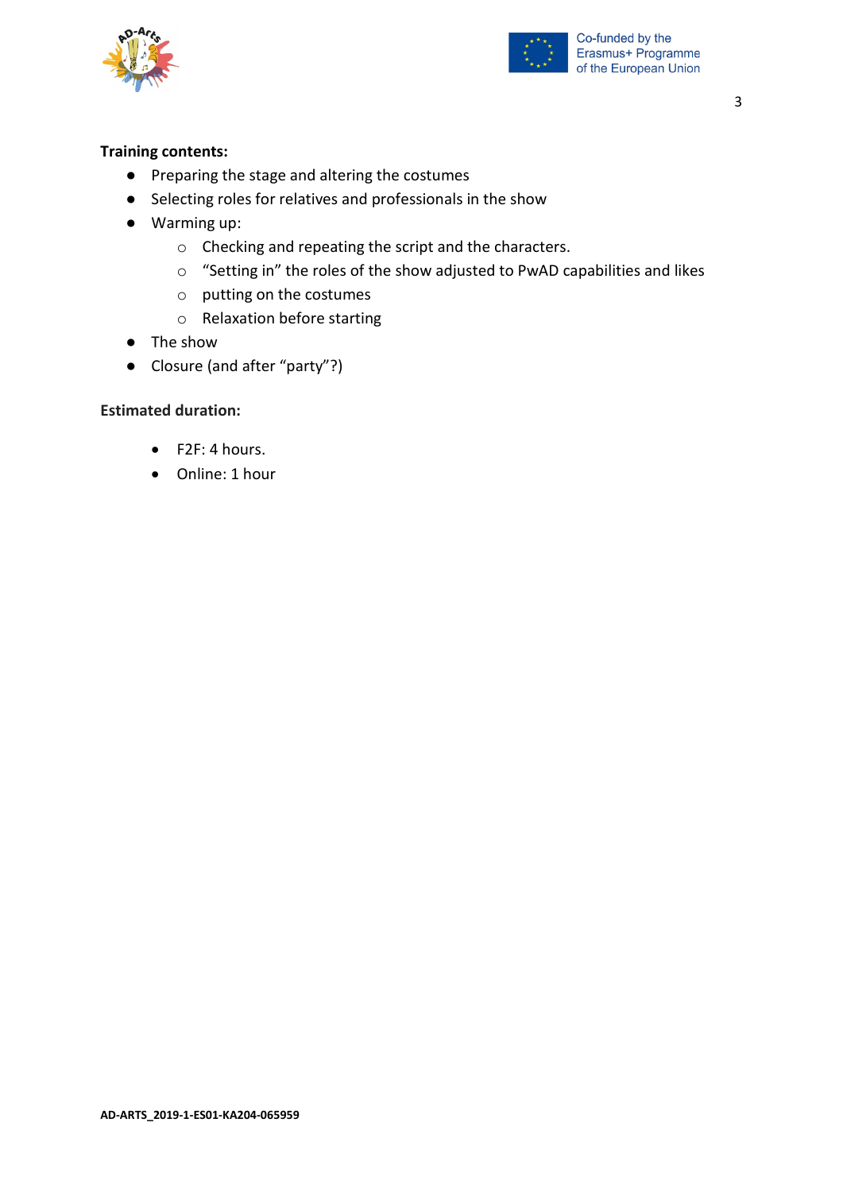**Training contents:**

- Preparing the stage and altering the costumes
- Selecting roles for relatives and professionals in the show
- Warming up:
  - Checking and repeating the script and the characters.
  - "Setting in" the roles of the show adjusted to PwAD capabilities and likes
  - putting on the costumes
  - Relaxation before starting
- The show
- Closure (and after "party"?)

**Estimated duration:**

- F2F: 4 hours.
- Online: 1 hour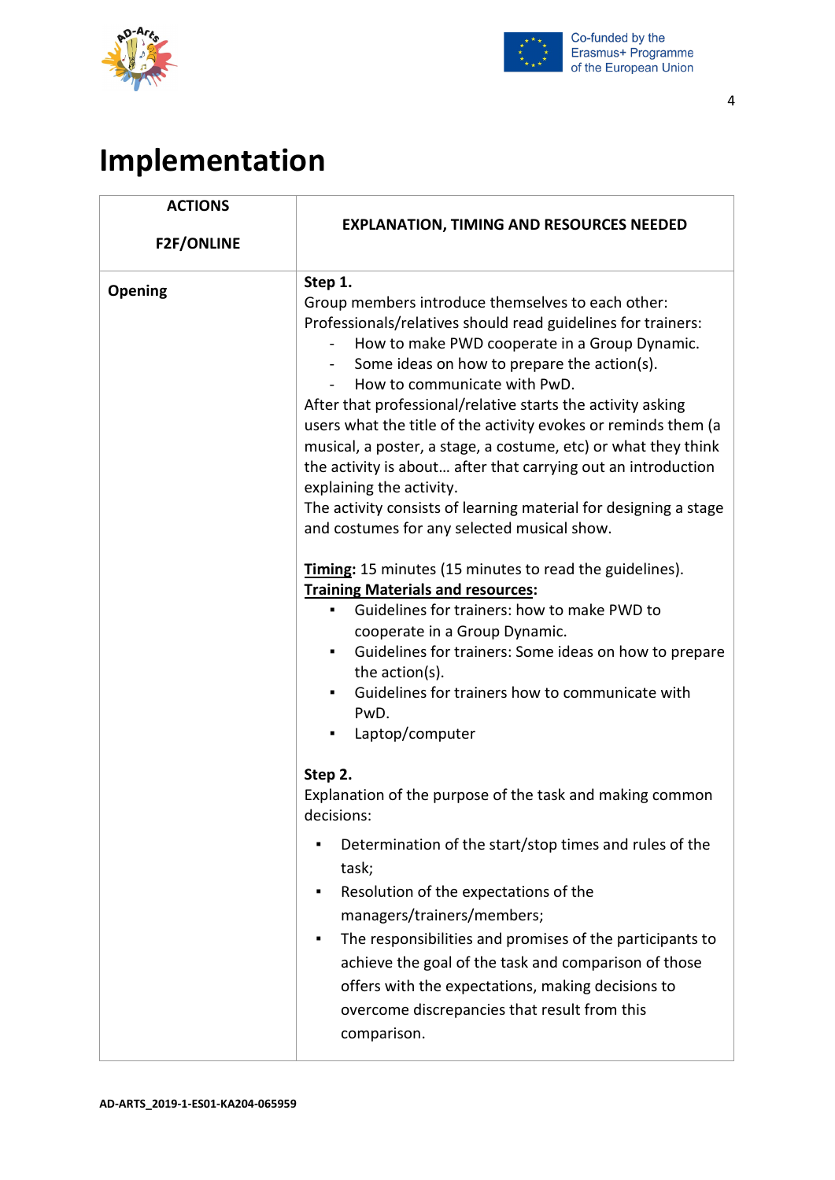# Implementation

| ACTIONS<br><br>F2F/ONLINE | EXPLANATION, TIMING AND RESOURCES NEEDED |
|---|---|
| **Opening** | **Step 1.**<br>Group members introduce themselves to each other:<br>Professionals/relatives should read guidelines for trainers:<br>- How to make PWD cooperate in a Group Dynamic.<br>- Some ideas on how to prepare the action(s).<br>- How to communicate with PwD.<br>After that professional/relative starts the activity asking users what the title of the activity evokes or reminds them (a musical, a poster, a stage, a costume, etc) or what they think the activity is about… after that carrying out an introduction explaining the activity.<br>The activity consists of learning material for designing a stage and costumes for any selected musical show.<br><br>**Timing:** 15 minutes (15 minutes to read the guidelines).<br>**Training Materials and resources:**<br>▪ Guidelines for trainers: how to make PWD to cooperate in a Group Dynamic.<br>▪ Guidelines for trainers: Some ideas on how to prepare the action(s).<br>▪ Guidelines for trainers how to communicate with PwD.<br>▪ Laptop/computer<br><br>**Step 2.**<br>Explanation of the purpose of the task and making common decisions:<br>▪ Determination of the start/stop times and rules of the task;<br>▪ Resolution of the expectations of the managers/trainers/members;<br>▪ The responsibilities and promises of the participants to achieve the goal of the task and comparison of those offers with the expectations, making decisions to overcome discrepancies that result from this comparison. |

AD-ARTS_2019-1-ES01-KA204-065959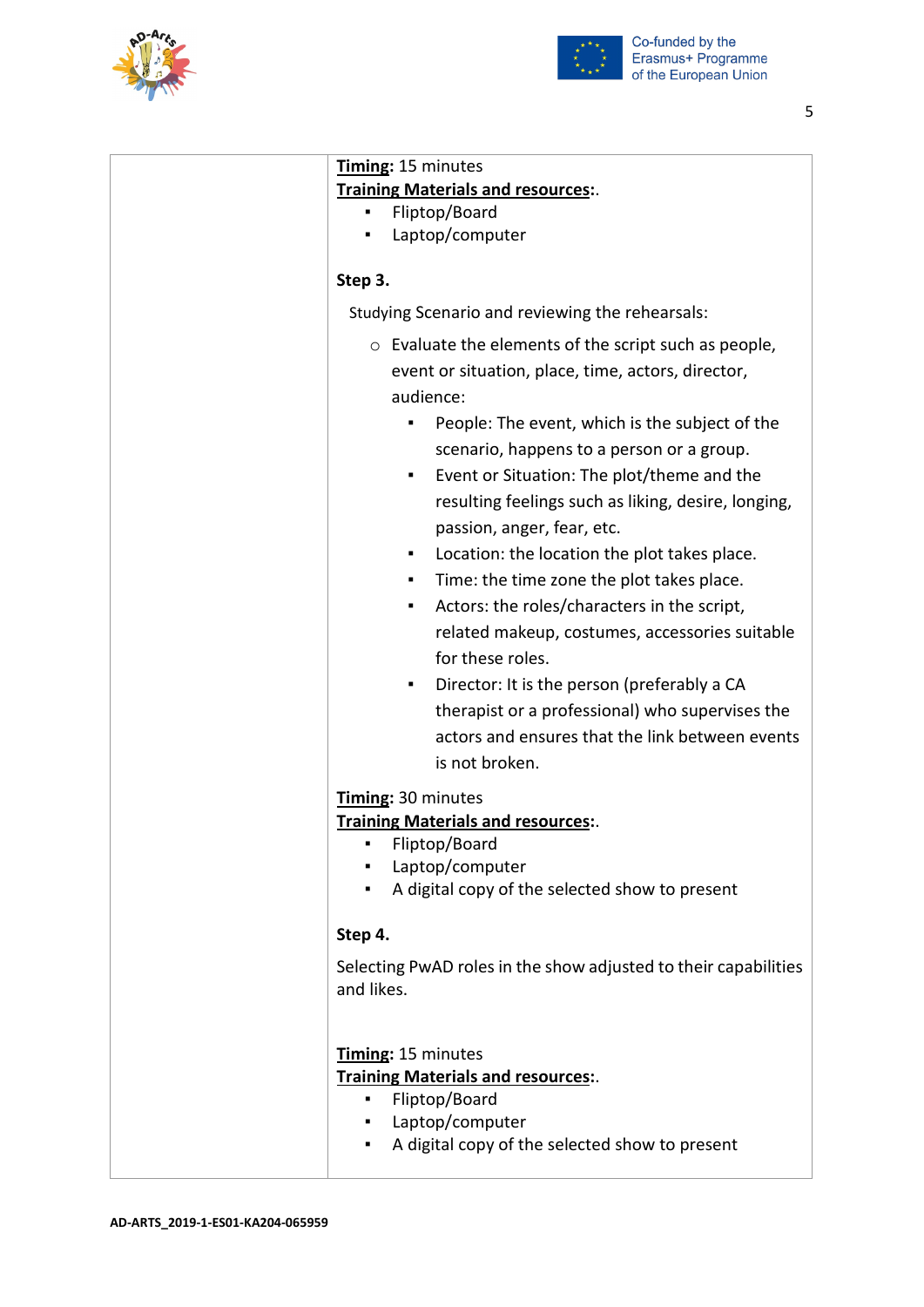| | **Timing:** 15 minutes<br>**Training Materials and resources:**.<br>▪ Fliptop/Board<br>▪ Laptop/computer<br><br>**Step 3.**<br>Studying Scenario and reviewing the rehearsals:<br>○ Evaluate the elements of the script such as people, event or situation, place, time, actors, director, audience:<br>▪ People: The event, which is the subject of the scenario, happens to a person or a group.<br>▪ Event or Situation: The plot/theme and the resulting feelings such as liking, desire, longing, passion, anger, fear, etc.<br>▪ Location: the location the plot takes place.<br>▪ Time: the time zone the plot takes place.<br>▪ Actors: the roles/characters in the script, related makeup, costumes, accessories suitable for these roles.<br>▪ Director: It is the person (preferably a CA therapist or a professional) who supervises the actors and ensures that the link between events is not broken.<br><br>**Timing:** 30 minutes<br>**Training Materials and resources:**.<br>▪ Fliptop/Board<br>▪ Laptop/computer<br>▪ A digital copy of the selected show to present<br><br>**Step 4.**<br>Selecting PwAD roles in the show adjusted to their capabilities and likes.<br><br>**Timing:** 15 minutes<br>**Training Materials and resources:**.<br>▪ Fliptop/Board<br>▪ Laptop/computer<br>▪ A digital copy of the selected show to present |
|---|---|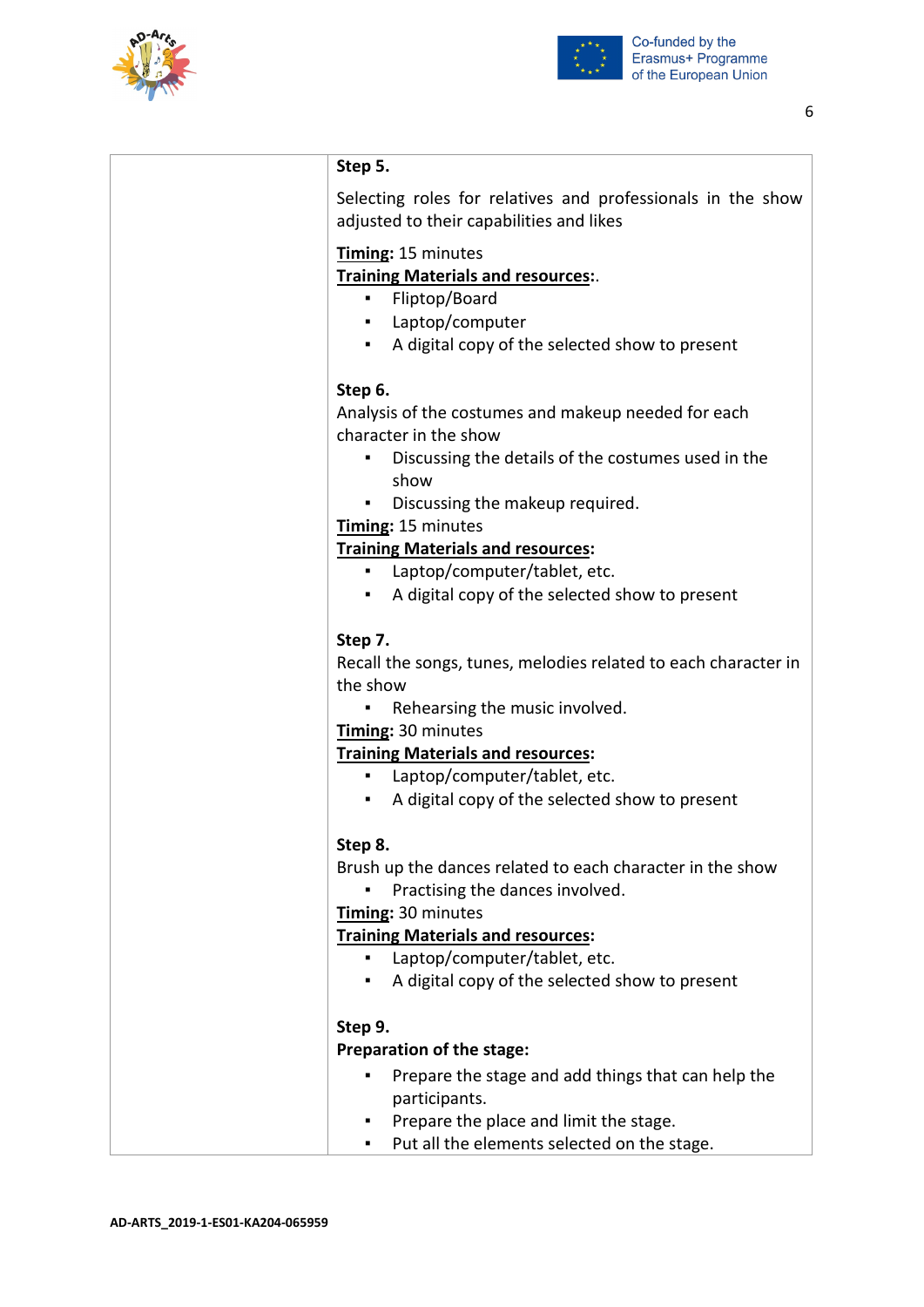| | **Step 5.**<br><br>Selecting roles for relatives and professionals in the show adjusted to their capabilities and likes<br><br>**<u>Timing</u>:** 15 minutes<br>**<u>Training Materials and resources</u>:**.<br>▪ Fliptop/Board<br>▪ Laptop/computer<br>▪ A digital copy of the selected show to present<br><br>**Step 6.**<br>Analysis of the costumes and makeup needed for each character in the show<br>▪ Discussing the details of the costumes used in the show<br>▪ Discussing the makeup required.<br>**<u>Timing</u>:** 15 minutes<br>**<u>Training Materials and resources</u>:**<br>▪ Laptop/computer/tablet, etc.<br>▪ A digital copy of the selected show to present<br><br>**Step 7.**<br>Recall the songs, tunes, melodies related to each character in the show<br>▪ Rehearsing the music involved.<br>**<u>Timing</u>:** 30 minutes<br>**<u>Training Materials and resources</u>:**<br>▪ Laptop/computer/tablet, etc.<br>▪ A digital copy of the selected show to present<br><br>**Step 8.**<br>Brush up the dances related to each character in the show<br>▪ Practising the dances involved.<br>**<u>Timing</u>:** 30 minutes<br>**<u>Training Materials and resources</u>:**<br>▪ Laptop/computer/tablet, etc.<br>▪ A digital copy of the selected show to present<br><br>**Step 9.**<br>**Preparation of the stage:**<br>▪ Prepare the stage and add things that can help the participants.<br>▪ Prepare the place and limit the stage.<br>▪ Put all the elements selected on the stage. |
|---|---|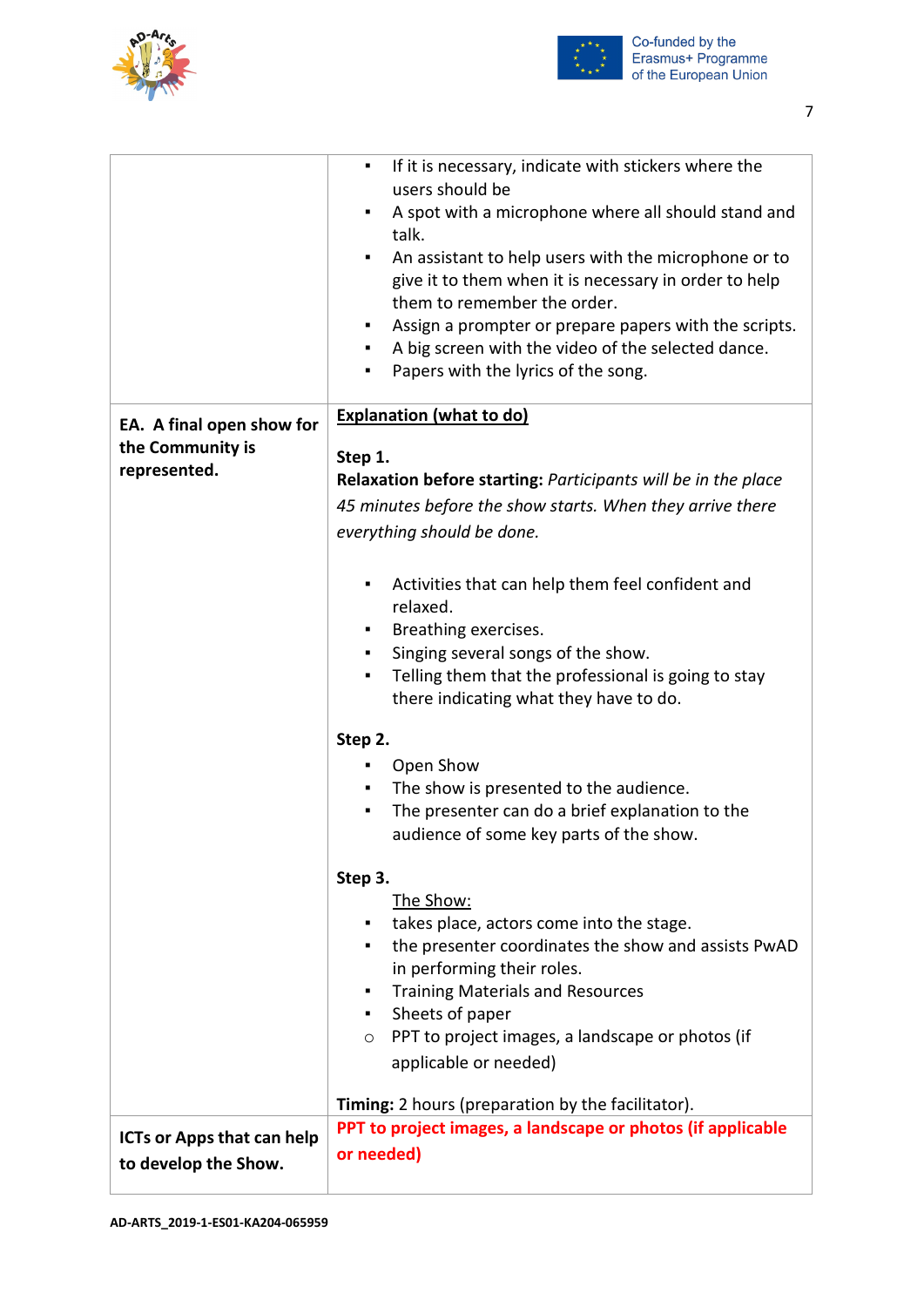| | |
|---|---|
| | ▪ If it is necessary, indicate with stickers where the users should be<br>▪ A spot with a microphone where all should stand and talk.<br>▪ An assistant to help users with the microphone or to give it to them when it is necessary in order to help them to remember the order.<br>▪ Assign a prompter or prepare papers with the scripts.<br>▪ A big screen with the video of the selected dance.<br>▪ Papers with the lyrics of the song. |
| **EA. A final open show for the Community is represented.** | <u>**Explanation (what to do)**</u><br><br>**Step 1.**<br>**Relaxation before starting:** *Participants will be in the place 45 minutes before the show starts. When they arrive there everything should be done.*<br><br>▪ Activities that can help them feel confident and relaxed.<br>▪ Breathing exercises.<br>▪ Singing several songs of the show.<br>▪ Telling them that the professional is going to stay there indicating what they have to do.<br><br>**Step 2.**<br>▪ Open Show<br>▪ The show is presented to the audience.<br>▪ The presenter can do a brief explanation to the audience of some key parts of the show.<br><br>**Step 3.**<br><u>The Show:</u><br>▪ takes place, actors come into the stage.<br>▪ the presenter coordinates the show and assists PwAD in performing their roles.<br>▪ Training Materials and Resources<br>▪ Sheets of paper<br>○ PPT to project images, a landscape or photos (if applicable or needed)<br><br>**Timing:** 2 hours (preparation by the facilitator). |
| **ICTs or Apps that can help to develop the Show.** | **PPT to project images, a landscape or photos (if applicable or needed)** |

AD-ARTS_2019-1-ES01-KA204-065959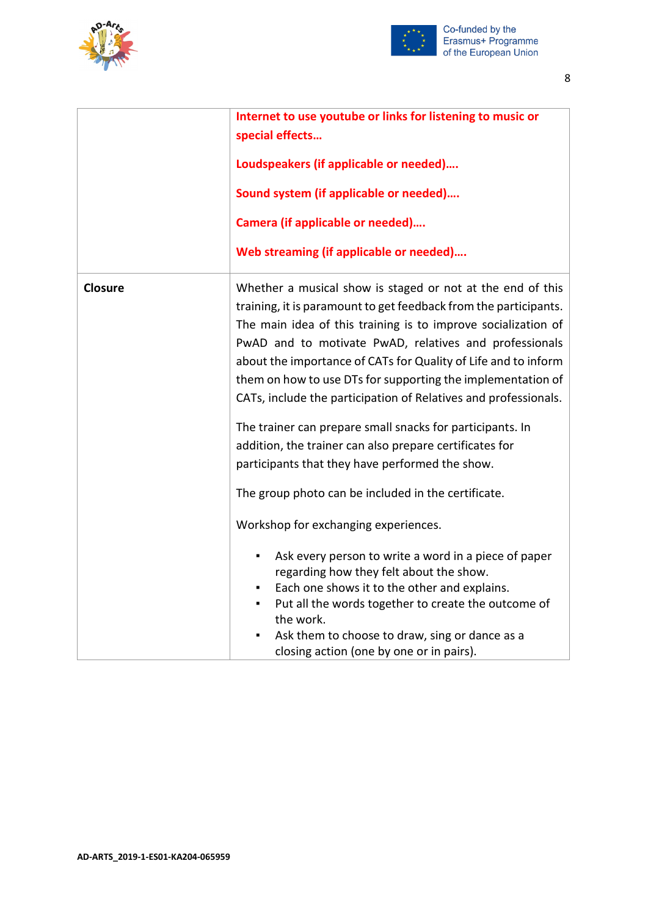| | |
|---|---|
| | **Internet to use youtube or links for listening to music or special effects…**<br><br>**Loudspeakers (if applicable or needed)….**<br><br>**Sound system (if applicable or needed)….**<br><br>**Camera (if applicable or needed)….**<br><br>**Web streaming (if applicable or needed)….** |
| **Closure** | Whether a musical show is staged or not at the end of this training, it is paramount to get feedback from the participants. The main idea of this training is to improve socialization of PwAD and to motivate PwAD, relatives and professionals about the importance of CATs for Quality of Life and to inform them on how to use DTs for supporting the implementation of CATs, include the participation of Relatives and professionals.<br><br>The trainer can prepare small snacks for participants. In addition, the trainer can also prepare certificates for participants that they have performed the show.<br><br>The group photo can be included in the certificate.<br><br>Workshop for exchanging experiences.<br><br>▪ Ask every person to write a word in a piece of paper regarding how they felt about the show.<br>▪ Each one shows it to the other and explains.<br>▪ Put all the words together to create the outcome of the work.<br>▪ Ask them to choose to draw, sing or dance as a closing action (one by one or in pairs). |